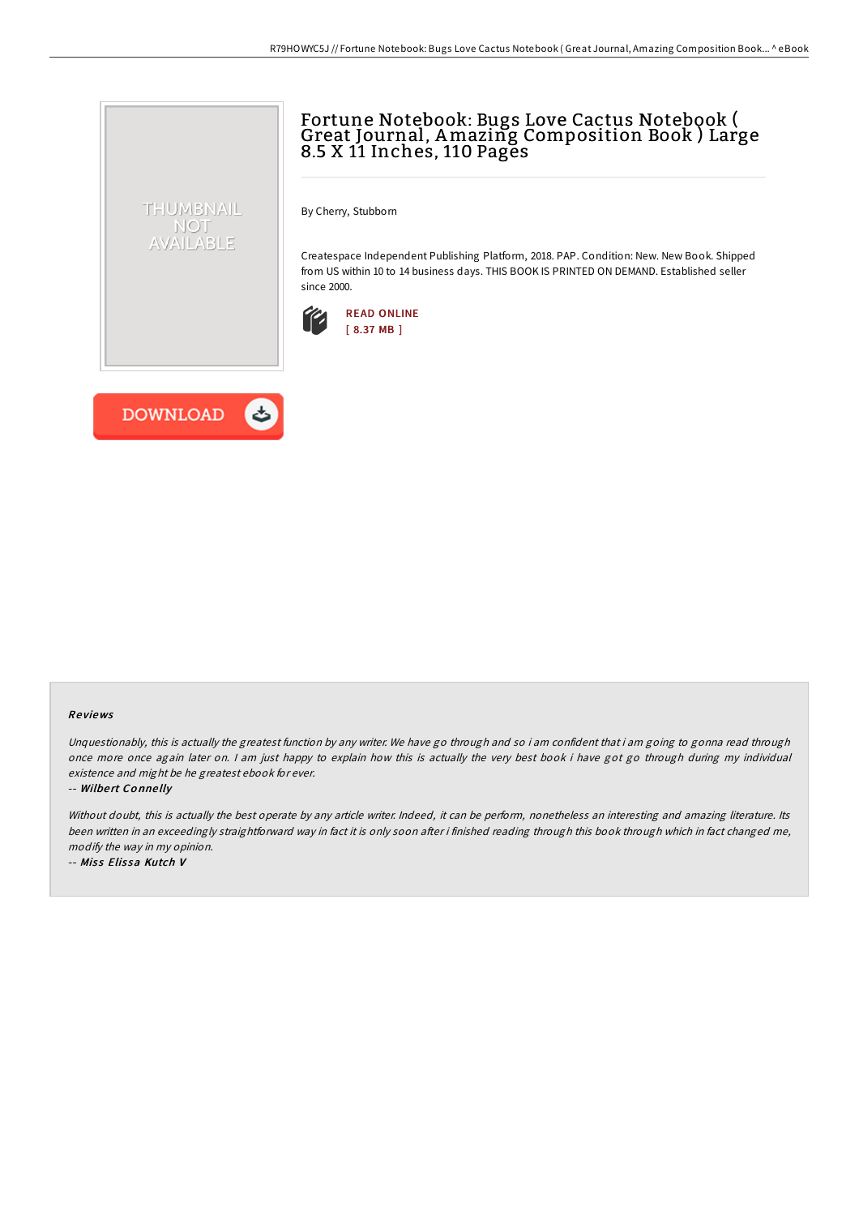# Fortune Notebook: Bugs Love Cactus Notebook ( Great Journal, Amazing Composition Book ) Large 8.5 X 11 Inches, 110 Pages

By Cherry, Stubborn

Createspace Independent Publishing Platform, 2018. PAP. Condition: New. New Book. Shipped from US within 10 to 14 business days. THIS BOOK IS PRINTED ON DEMAND. Established seller since 2000.

READ ONLINE
[ 8.37 MB ]

DOWNLOAD

## Reviews

*Unquestionably, this is actually the greatest function by any writer. We have go through and so i am confident that i am going to gonna read through once more once again later on. I am just happy to explain how this is actually the very best book i have got go through during my individual existence and might be he greatest ebook for ever.*

-- ***Wilbert Connelly***

*Without doubt, this is actually the best operate by any article writer. Indeed, it can be perform, nonetheless an interesting and amazing literature. Its been written in an exceedingly straightforward way in fact it is only soon after i finished reading through this book through which in fact changed me, modify the way in my opinion.*

-- ***Miss Elissa Kutch V***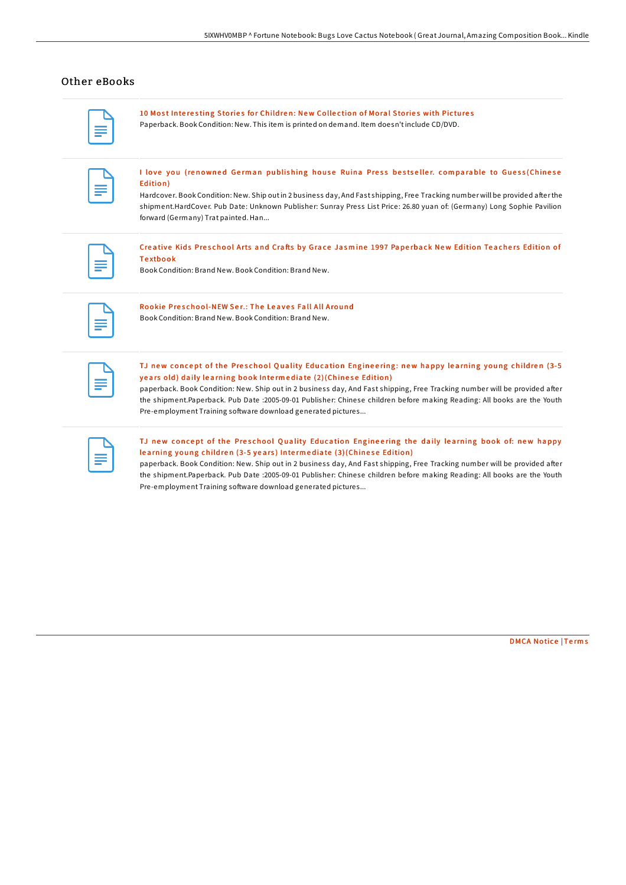## Other eBooks

**10 Most Interesting Stories for Children: New Collection of Moral Stories with Pictures**
Paperback. Book Condition: New. This item is printed on demand. Item doesn't include CD/DVD.

**I love you (renowned German publishing house Ruina Press bestseller. comparable to Guess(Chinese Edition)**
Hardcover. Book Condition: New. Ship out in 2 business day, And Fast shipping, Free Tracking number will be provided after the shipment.HardCover. Pub Date: Unknown Publisher: Sunray Press List Price: 26.80 yuan of: (Germany) Long Sophie Pavilion forward (Germany) Trat painted. Han...

**Creative Kids Preschool Arts and Crafts by Grace Jasmine 1997 Paperback New Edition Teachers Edition of Textbook**
Book Condition: Brand New. Book Condition: Brand New.

**Rookie Preschool-NEW Ser.: The Leaves Fall All Around**
Book Condition: Brand New. Book Condition: Brand New.

**TJ new concept of the Preschool Quality Education Engineering: new happy learning young children (3-5 years old) daily learning book Intermediate (2)(Chinese Edition)**
paperback. Book Condition: New. Ship out in 2 business day, And Fast shipping, Free Tracking number will be provided after the shipment.Paperback. Pub Date :2005-09-01 Publisher: Chinese children before making Reading: All books are the Youth Pre-employment Training software download generated pictures...

**TJ new concept of the Preschool Quality Education Engineering the daily learning book of: new happy learning young children (3-5 years) Intermediate (3)(Chinese Edition)**
paperback. Book Condition: New. Ship out in 2 business day, And Fast shipping, Free Tracking number will be provided after the shipment.Paperback. Pub Date :2005-09-01 Publisher: Chinese children before making Reading: All books are the Youth Pre-employment Training software download generated pictures...

DMCA Notice | Terms